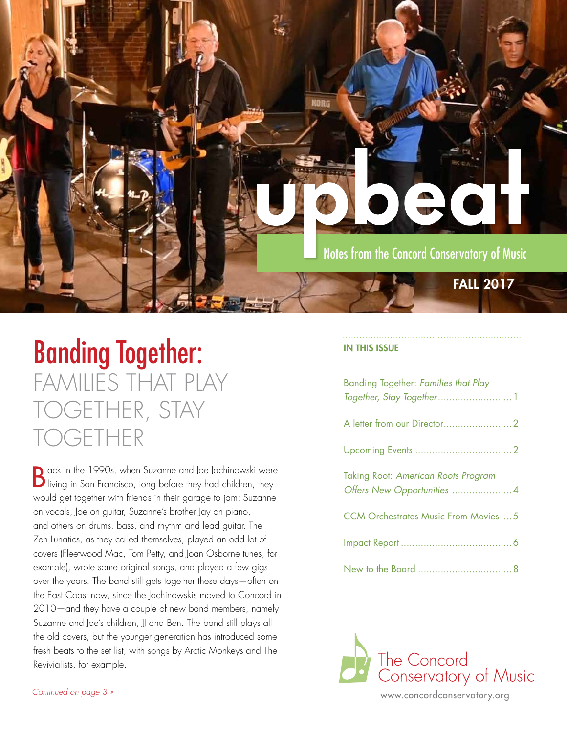# upbeat

Notes from the Concord Conservatory of Music

**FALL 2017**

## Banding Together: FAMILIES THAT PLAY TOGETHER, STAY TOGETHER

Back in the 1990s, when Suzanne and Joe Jachinowski were living in San Francisco, long before they had children, they would get together with friends in their garage to jam: Suzanne on vocals, Joe on guitar, Suzanne's brother Jay on piano, and others on drums, bass, and rhythm and lead guitar. The Zen Lunatics, as they called themselves, played an odd lot of covers (Fleetwood Mac, Tom Petty, and Joan Osborne tunes, for example), wrote some original songs, and played a few gigs over the years. The band still gets together these days—often on the East Coast now, since the Jachinowskis moved to Concord in 2010—and they have a couple of new band members, namely Suzanne and Joe's children, JJ and Ben. The band still plays all the old covers, but the younger generation has introduced some fresh beats to the set list, with songs by Arctic Monkeys and The Revivialists, for example.

*Continued on page 3 »*

### IN THIS ISSUE

- Banding Together: *Families that Play Together, Stay Together* .......... 1
- A letter from our Director .......... 2
- Upcoming Events .......... 2
- Taking Root: *American Roots Program Offers New Opportunities* .......... 4
- CCM Orchestrates Music From Movies .......... 5
- Impact Report .......... 6
- New to the Board .......... 8

The Concord Conservatory of Music

www.concordconservatory.org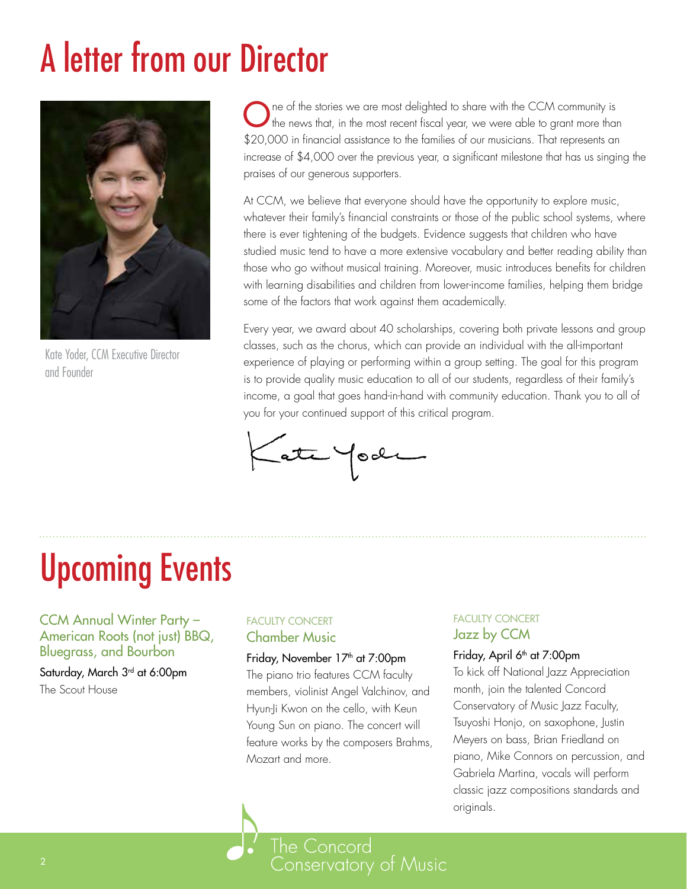# A letter from our Director

Kate Yoder, CCM Executive Director and Founder

One of the stories we are most delighted to share with the CCM community is the news that, in the most recent fiscal year, we were able to grant more than $20,000 in financial assistance to the families of our musicians. That represents an increase of $4,000 over the previous year, a significant milestone that has us singing the praises of our generous supporters.

At CCM, we believe that everyone should have the opportunity to explore music, whatever their family's financial constraints or those of the public school systems, where there is ever tightening of the budgets. Evidence suggests that children who have studied music tend to have a more extensive vocabulary and better reading ability than those who go without musical training. Moreover, music introduces benefits for children with learning disabilities and children from lower-income families, helping them bridge some of the factors that work against them academically.

Every year, we award about 40 scholarships, covering both private lessons and group classes, such as the chorus, which can provide an individual with the all-important experience of playing or performing within a group setting. The goal for this program is to provide quality music education to all of our students, regardless of their family's income, a goal that goes hand-in-hand with community education. Thank you to all of you for your continued support of this critical program.

Kate Yoder

# Upcoming Events

### CCM Annual Winter Party – American Roots (not just) BBQ, Bluegrass, and Bourbon

Saturday, March 3rd at 6:00pm
The Scout House

FACULTY CONCERT
### Chamber Music

Friday, November 17th at 7:00pm
The piano trio features CCM faculty members, violinist Angel Valchinov, and Hyun-Ji Kwon on the cello, with Keun Young Sun on piano. The concert will feature works by the composers Brahms, Mozart and more.

FACULTY CONCERT
### Jazz by CCM

Friday, April 6th at 7:00pm
To kick off National Jazz Appreciation month, join the talented Concord Conservatory of Music Jazz Faculty, Tsuyoshi Honjo, on saxophone, Justin Meyers on bass, Brian Friedland on piano, Mike Connors on percussion, and Gabriela Martina, vocals will perform classic jazz compositions standards and originals.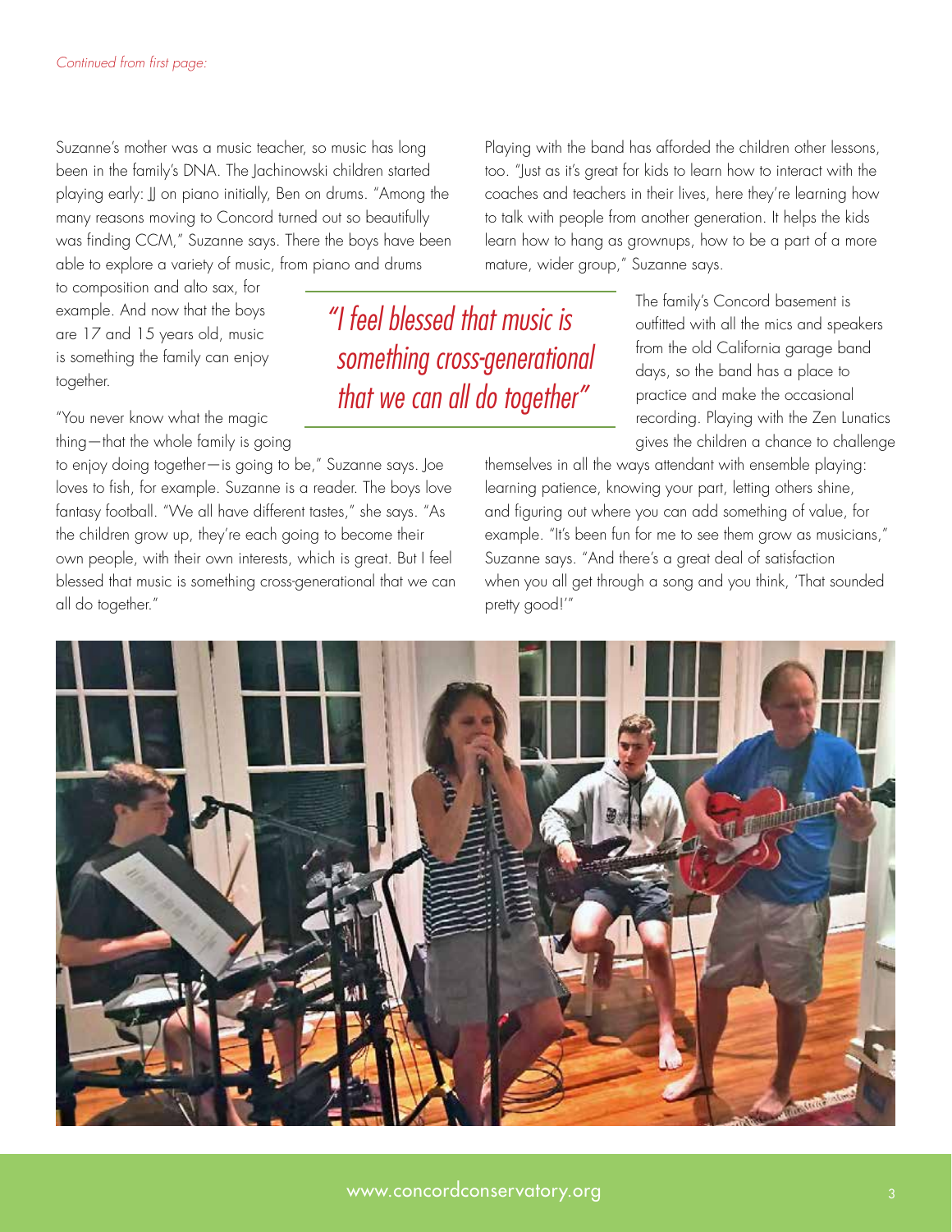*Continued from first page:*

Suzanne's mother was a music teacher, so music has long been in the family's DNA. The Jachinowski children started playing early: JJ on piano initially, Ben on drums. "Among the many reasons moving to Concord turned out so beautifully was finding CCM," Suzanne says. There the boys have been able to explore a variety of music, from piano and drums to composition and alto sax, for example. And now that the boys are 17 and 15 years old, music is something the family can enjoy together.

"You never know what the magic thing—that the whole family is going to enjoy doing together—is going to be," Suzanne says. Joe loves to fish, for example. Suzanne is a reader. The boys love fantasy football. "We all have different tastes," she says. "As the children grow up, they're each going to become their own people, with their own interests, which is great. But I feel blessed that music is something cross-generational that we can all do together."

> *"I feel blessed that music is something cross-generational that we can all do together"*

Playing with the band has afforded the children other lessons, too. "Just as it's great for kids to learn how to interact with the coaches and teachers in their lives, here they're learning how to talk with people from another generation. It helps the kids learn how to hang as grownups, how to be a part of a more mature, wider group," Suzanne says.

The family's Concord basement is outfitted with all the mics and speakers from the old California garage band days, so the band has a place to practice and make the occasional recording. Playing with the Zen Lunatics gives the children a chance to challenge themselves in all the ways attendant with ensemble playing: learning patience, knowing your part, letting others shine, and figuring out where you can add something of value, for example. "It's been fun for me to see them grow as musicians," Suzanne says. "And there's a great deal of satisfaction when you all get through a song and you think, 'That sounded pretty good!'"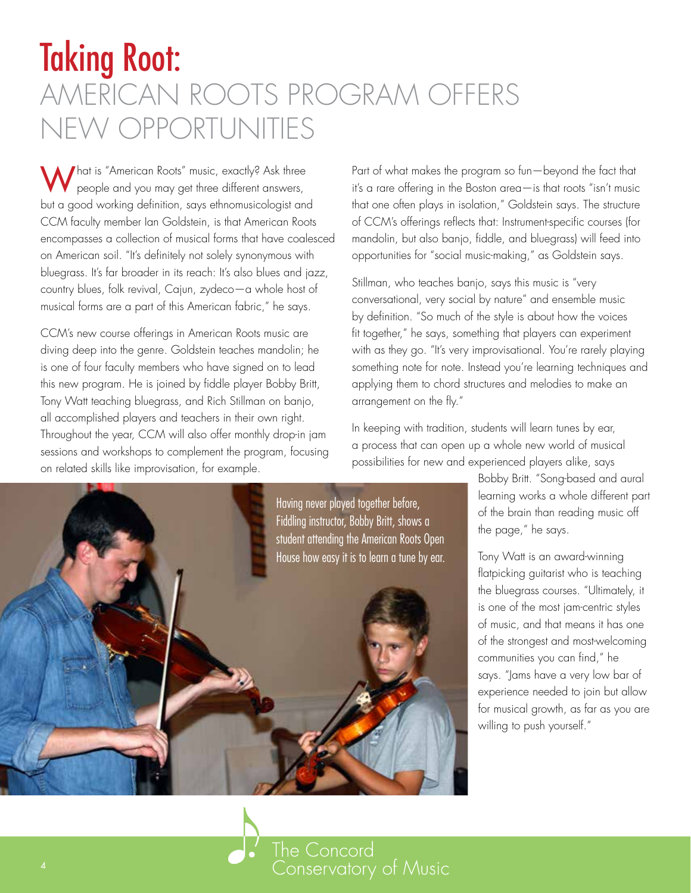#  Taking Root:
## AMERICAN ROOTS PROGRAM OFFERS NEW OPPORTUNITIES

What is "American Roots" music, exactly? Ask three people and you may get three different answers, but a good working definition, says ethnomusicologist and CCM faculty member Ian Goldstein, is that American Roots encompasses a collection of musical forms that have coalesced on American soil. "It's definitely not solely synonymous with bluegrass. It's far broader in its reach: It's also blues and jazz, country blues, folk revival, Cajun, zydeco—a whole host of musical forms are a part of this American fabric," he says.

CCM's new course offerings in American Roots music are diving deep into the genre. Goldstein teaches mandolin; he is one of four faculty members who have signed on to lead this new program. He is joined by fiddle player Bobby Britt, Tony Watt teaching bluegrass, and Rich Stillman on banjo, all accomplished players and teachers in their own right. Throughout the year, CCM will also offer monthly drop-in jam sessions and workshops to complement the program, focusing on related skills like improvisation, for example.

Part of what makes the program so fun—beyond the fact that it's a rare offering in the Boston area—is that roots "isn't music that one often plays in isolation," Goldstein says. The structure of CCM's offerings reflects that: Instrument-specific courses (for mandolin, but also banjo, fiddle, and bluegrass) will feed into opportunities for "social music-making," as Goldstein says.

Stillman, who teaches banjo, says this music is "very conversational, very social by nature" and ensemble music by definition. "So much of the style is about how the voices fit together," he says, something that players can experiment with as they go. "It's very improvisational. You're rarely playing something note for note. Instead you're learning techniques and applying them to chord structures and melodies to make an arrangement on the fly."

In keeping with tradition, students will learn tunes by ear, a process that can open up a whole new world of musical possibilities for new and experienced players alike, says Bobby Britt. "Song-based and aural learning works a whole different part of the brain than reading music off the page," he says.

Tony Watt is an award-winning flatpicking guitarist who is teaching the bluegrass courses. "Ultimately, it is one of the most jam-centric styles of music, and that means it has one of the strongest and most-welcoming communities you can find," he says. "Jams have a very low bar of experience needed to join but allow for musical growth, as far as you are willing to push yourself."

Having never played together before, Fiddling instructor, Bobby Britt, shows a student attending the American Roots Open House how easy it is to learn a tune by ear.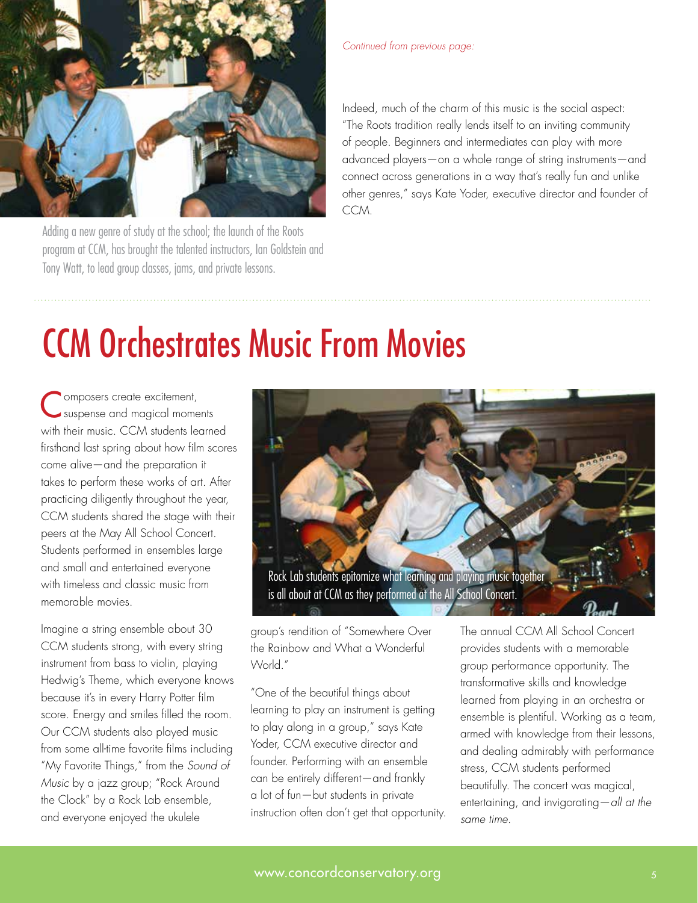Adding a new genre of study at the school; the launch of the Roots program at CCM, has brought the talented instructors, Ian Goldstein and Tony Watt, to lead group classes, jams, and private lessons.

*Continued from previous page:*

Indeed, much of the charm of this music is the social aspect: "The Roots tradition really lends itself to an inviting community of people. Beginners and intermediates can play with more advanced players—on a whole range of string instruments—and connect across generations in a way that's really fun and unlike other genres," says Kate Yoder, executive director and founder of CCM.

# CCM Orchestrates Music From Movies

Composers create excitement, suspense and magical moments with their music. CCM students learned firsthand last spring about how film scores come alive—and the preparation it takes to perform these works of art. After practicing diligently throughout the year, CCM students shared the stage with their peers at the May All School Concert. Students performed in ensembles large and small and entertained everyone with timeless and classic music from memorable movies.

Imagine a string ensemble about 30 CCM students strong, with every string instrument from bass to violin, playing Hedwig's Theme, which everyone knows because it's in every Harry Potter film score. Energy and smiles filled the room. Our CCM students also played music from some all-time favorite films including "My Favorite Things," from the *Sound of Music* by a jazz group; "Rock Around the Clock" by a Rock Lab ensemble, and everyone enjoyed the ukulele group's rendition of "Somewhere Over the Rainbow and What a Wonderful World."

Rock Lab students epitomize what learning and playing music together is all about at CCM as they performed at the All School Concert.

"One of the beautiful things about learning to play an instrument is getting to play along in a group," says Kate Yoder, CCM executive director and founder. Performing with an ensemble can be entirely different—and frankly a lot of fun—but students in private instruction often don't get that opportunity.

The annual CCM All School Concert provides students with a memorable group performance opportunity. The transformative skills and knowledge learned from playing in an orchestra or ensemble is plentiful. Working as a team, armed with knowledge from their lessons, and dealing admirably with performance stress, CCM students performed beautifully. The concert was magical, entertaining, and invigorating—*all at the same time.*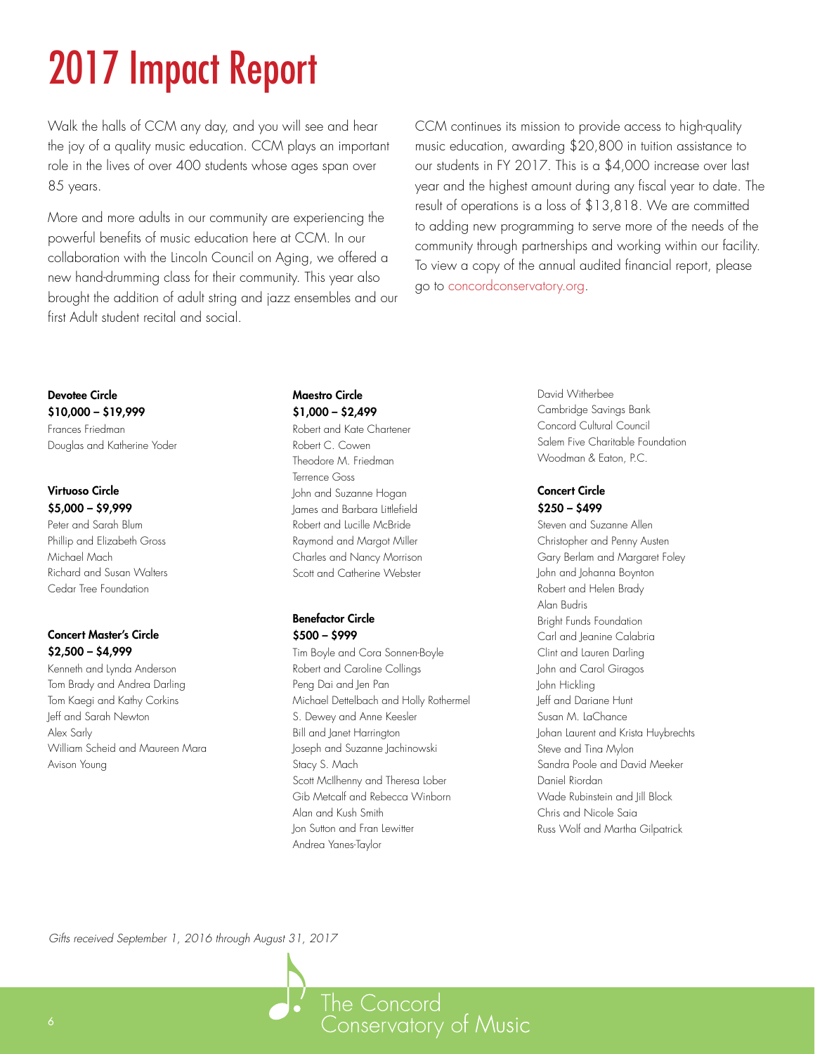# 2017 Impact Report

Walk the halls of CCM any day, and you will see and hear the joy of a quality music education. CCM plays an important role in the lives of over 400 students whose ages span over 85 years.

More and more adults in our community are experiencing the powerful benefits of music education here at CCM. In our collaboration with the Lincoln Council on Aging, we offered a new hand-drumming class for their community. This year also brought the addition of adult string and jazz ensembles and our first Adult student recital and social.

CCM continues its mission to provide access to high-quality music education, awarding $20,800 in tuition assistance to our students in FY 2017. This is a $4,000 increase over last year and the highest amount during any fiscal year to date. The result of operations is a loss of $13,818. We are committed to adding new programming to serve more of the needs of the community through partnerships and working within our facility. To view a copy of the annual audited financial report, please go to concordconservatory.org.

**Devotee Circle**
**$10,000 – $19,999**

Frances Friedman
Douglas and Katherine Yoder

**Virtuoso Circle**
**$5,000 – $9,999**

Peter and Sarah Blum
Phillip and Elizabeth Gross
Michael Mach
Richard and Susan Walters
Cedar Tree Foundation

**Concert Master's Circle**
**$2,500 – $4,999**

Kenneth and Lynda Anderson
Tom Brady and Andrea Darling
Tom Kaegi and Kathy Corkins
Jeff and Sarah Newton
Alex Sarly
William Scheid and Maureen Mara
Avison Young

**Maestro Circle**
**$1,000 – $2,499**

Robert and Kate Chartener
Robert C. Cowen
Theodore M. Friedman
Terrence Goss
John and Suzanne Hogan
James and Barbara Littlefield
Robert and Lucille McBride
Raymond and Margot Miller
Charles and Nancy Morrison
Scott and Catherine Webster

**Benefactor Circle**
**$500 – $999**

Tim Boyle and Cora Sonnen-Boyle
Robert and Caroline Collings
Peng Dai and Jen Pan
Michael Dettelbach and Holly Rothermel
S. Dewey and Anne Keesler
Bill and Janet Harrington
Joseph and Suzanne Jachinowski
Stacy S. Mach
Scott McIlhenny and Theresa Lober
Gib Metcalf and Rebecca Winborn
Alan and Kush Smith
Jon Sutton and Fran Lewitter
Andrea Yanes-Taylor
David Witherbee
Cambridge Savings Bank
Concord Cultural Council
Salem Five Charitable Foundation
Woodman & Eaton, P.C.

**Concert Circle**
**$250 – $499**

Steven and Suzanne Allen
Christopher and Penny Austen
Gary Berlam and Margaret Foley
John and Johanna Boynton
Robert and Helen Brady
Alan Budris
Bright Funds Foundation
Carl and Jeanine Calabria
Clint and Lauren Darling
John and Carol Giragos
John Hickling
Jeff and Dariane Hunt
Susan M. LaChance
Johan Laurent and Krista Huybrechts
Steve and Tina Mylon
Sandra Poole and David Meeker
Daniel Riordan
Wade Rubinstein and Jill Block
Chris and Nicole Saia
Russ Wolf and Martha Gilpatrick

*Gifts received September 1, 2016 through August 31, 2017*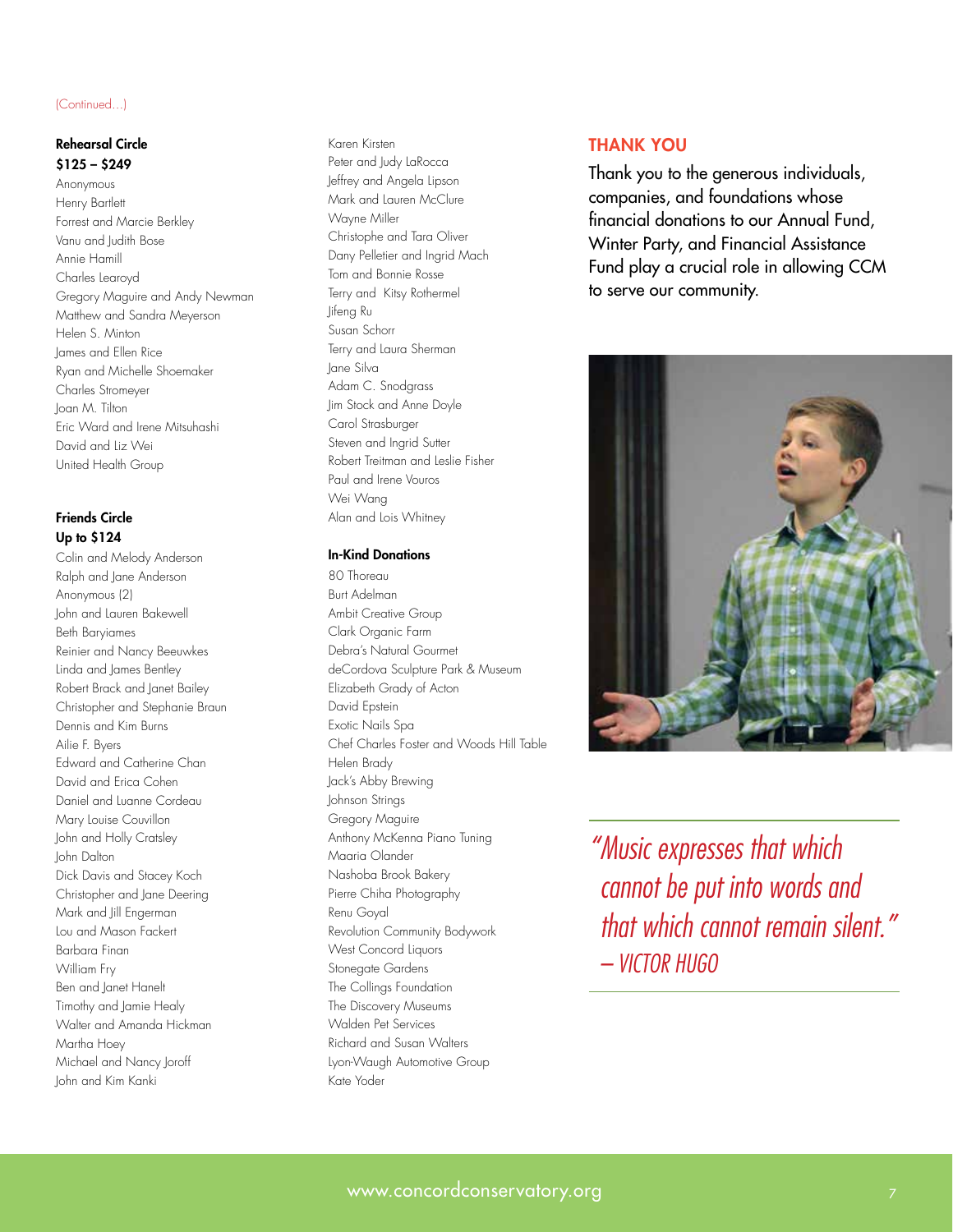(Continued...)

### Rehearsal Circle
### $125 – $249

Anonymous
Henry Bartlett
Forrest and Marcie Berkley
Vanu and Judith Bose
Annie Hamill
Charles Learoyd
Gregory Maguire and Andy Newman
Matthew and Sandra Meyerson
Helen S. Minton
James and Ellen Rice
Ryan and Michelle Shoemaker
Charles Stromeyer
Joan M. Tilton
Eric Ward and Irene Mitsuhashi
David and Liz Wei
United Health Group

### Friends Circle
### Up to $124

Colin and Melody Anderson
Ralph and Jane Anderson
Anonymous (2)
John and Lauren Bakewell
Beth Baryiames
Reinier and Nancy Beeuwkes
Linda and James Bentley
Robert Brack and Janet Bailey
Christopher and Stephanie Braun
Dennis and Kim Burns
Ailie F. Byers
Edward and Catherine Chan
David and Erica Cohen
Daniel and Luanne Cordeau
Mary Louise Couvillon
John and Holly Cratsley
John Dalton
Dick Davis and Stacey Koch
Christopher and Jane Deering
Mark and Jill Engerman
Lou and Mason Fackert
Barbara Finan
William Fry
Ben and Janet Hanelt
Timothy and Jamie Healy
Walter and Amanda Hickman
Martha Hoey
Michael and Nancy Joroff
John and Kim Kanki
Karen Kirsten
Peter and Judy LaRocca
Jeffrey and Angela Lipson
Mark and Lauren McClure
Wayne Miller
Christophe and Tara Oliver
Dany Pelletier and Ingrid Mach
Tom and Bonnie Rosse
Terry and Kitsy Rothermel
Jifeng Ru
Susan Schorr
Terry and Laura Sherman
Jane Silva
Adam C. Snodgrass
Jim Stock and Anne Doyle
Carol Strasburger
Steven and Ingrid Sutter
Robert Treitman and Leslie Fisher
Paul and Irene Vouros
Wei Wang
Alan and Lois Whitney

### In-Kind Donations

80 Thoreau
Burt Adelman
Ambit Creative Group
Clark Organic Farm
Debra's Natural Gourmet
deCordova Sculpture Park & Museum
Elizabeth Grady of Acton
David Epstein
Exotic Nails Spa
Chef Charles Foster and Woods Hill Table
Helen Brady
Jack's Abby Brewing
Johnson Strings
Gregory Maguire
Anthony McKenna Piano Tuning
Maaria Olander
Nashoba Brook Bakery
Pierre Chiha Photography
Renu Goyal
Revolution Community Bodywork
West Concord Liquors
Stonegate Gardens
The Collings Foundation
The Discovery Museums
Walden Pet Services
Richard and Susan Walters
Lyon-Waugh Automotive Group
Kate Yoder

## THANK YOU

Thank you to the generous individuals, companies, and foundations whose financial donations to our Annual Fund, Winter Party, and Financial Assistance Fund play a crucial role in allowing CCM to serve our community.

*"Music expresses that which cannot be put into words and that which cannot remain silent."*
*– VICTOR HUGO*

www.concordconservatory.org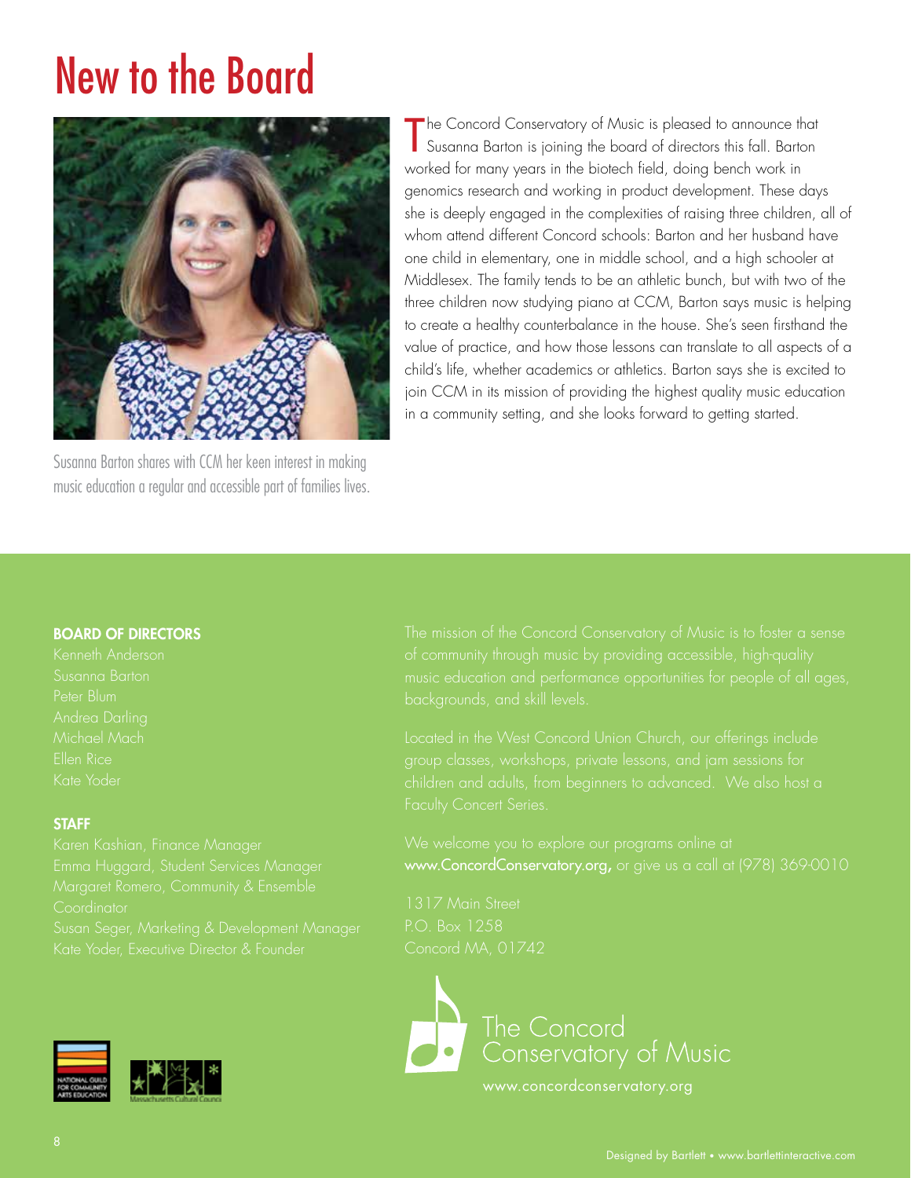# New to the Board

Susanna Barton shares with CCM her keen interest in making music education a regular and accessible part of families lives.

The Concord Conservatory of Music is pleased to announce that Susanna Barton is joining the board of directors this fall. Barton worked for many years in the biotech field, doing bench work in genomics research and working in product development. These days she is deeply engaged in the complexities of raising three children, all of whom attend different Concord schools: Barton and her husband have one child in elementary, one in middle school, and a high schooler at Middlesex. The family tends to be an athletic bunch, but with two of the three children now studying piano at CCM, Barton says music is helping to create a healthy counterbalance in the house. She's seen firsthand the value of practice, and how those lessons can translate to all aspects of a child's life, whether academics or athletics. Barton says she is excited to join CCM in its mission of providing the highest quality music education in a community setting, and she looks forward to getting started.

**BOARD OF DIRECTORS**

Kenneth Anderson
Susanna Barton
Peter Blum
Andrea Darling
Michael Mach
Ellen Rice
Kate Yoder

**STAFF**

Karen Kashian, Finance Manager
Emma Huggard, Student Services Manager
Margaret Romero, Community & Ensemble Coordinator
Susan Seger, Marketing & Development Manager
Kate Yoder, Executive Director & Founder

The mission of the Concord Conservatory of Music is to foster a sense of community through music by providing accessible, high-quality music education and performance opportunities for people of all ages, backgrounds, and skill levels.

Located in the West Concord Union Church, our offerings include group classes, workshops, private lessons, and jam sessions for children and adults, from beginners to advanced. We also host a Faculty Concert Series.

We welcome you to explore our programs online at **www.ConcordConservatory.org,** or give us a call at (978) 369-0010

1317 Main Street
P.O. Box 1258
Concord MA, 01742

The Concord Conservatory of Music
www.concordconservatory.org

Designed by Bartlett • www.bartlettinteractive.com